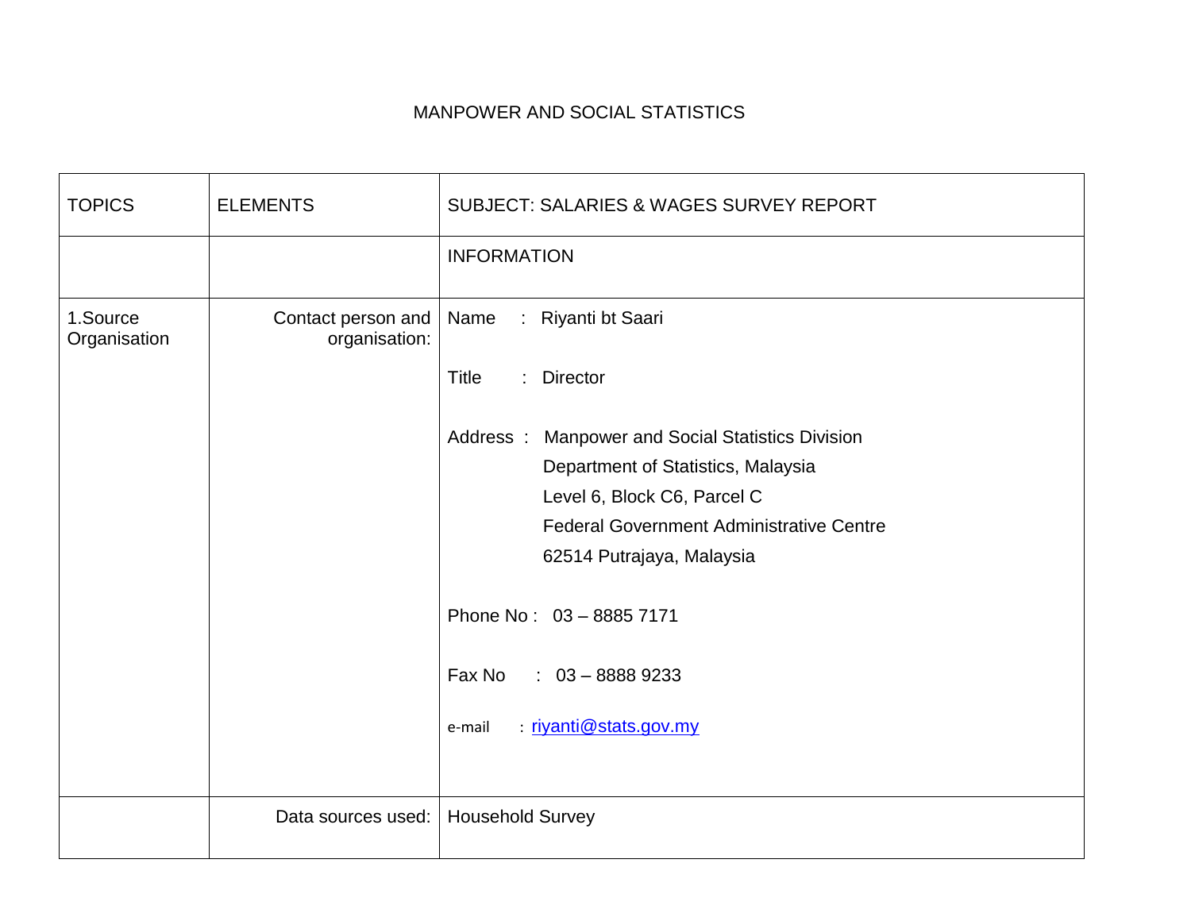MANPOWER AND SOCIAL STATISTICS

| TOPICS | ELEMENTS | SUBJECT: SALARIES & WAGES SURVEY REPORT |
|---|---|---|
| | | INFORMATION |
| 1.Source Organisation | Contact person and organisation: | Name : Riyanti bt Saari<br><br>Title : Director<br><br>Address : Manpower and Social Statistics Division<br>Department of Statistics, Malaysia<br>Level 6, Block C6, Parcel C<br>Federal Government Administrative Centre<br>62514 Putrajaya, Malaysia<br><br>Phone No : 03 – 8885 7171<br><br>Fax No : 03 – 8888 9233<br><br>e-mail : riyanti@stats.gov.my |
| | Data sources used: | Household Survey |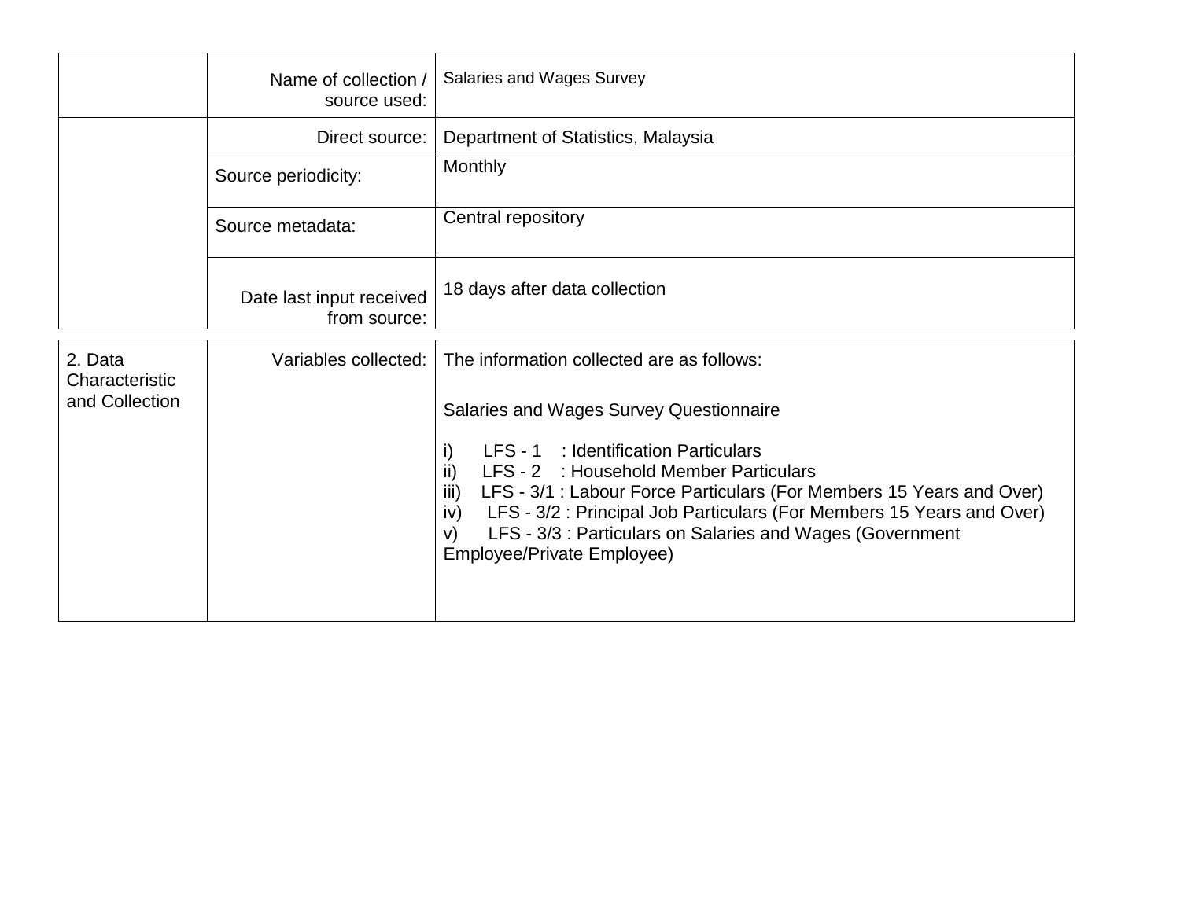| | | |
|---|---|---|
| | Name of collection / source used: | Salaries and Wages Survey |
| | Direct source: | Department of Statistics, Malaysia |
| | Source periodicity: | Monthly |
| | Source metadata: | Central repository |
| | Date last input received from source: | 18 days after data collection |
| 2. Data Characteristic and Collection | Variables collected: | The information collected are as follows:<br><br>Salaries and Wages Survey Questionnaire<br><br>i) LFS - 1 : Identification Particulars<br>ii) LFS - 2 : Household Member Particulars<br>iii) LFS - 3/1 : Labour Force Particulars (For Members 15 Years and Over)<br>iv) LFS - 3/2 : Principal Job Particulars (For Members 15 Years and Over)<br>v) LFS - 3/3 : Particulars on Salaries and Wages (Government Employee/Private Employee) |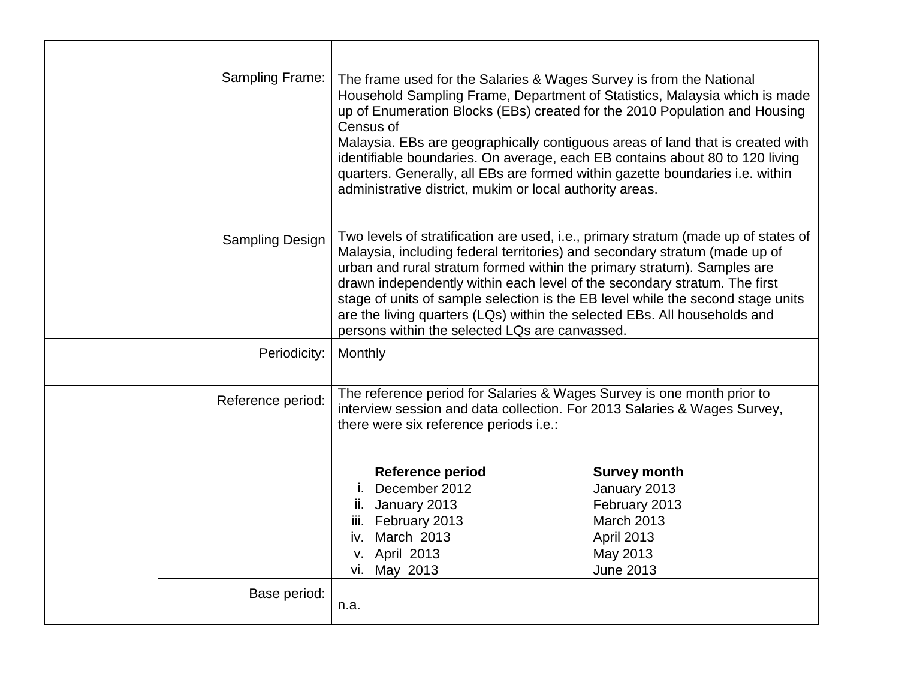| | | |
|---|---|---|
| | Sampling Frame: | The frame used for the Salaries & Wages Survey is from the National Household Sampling Frame, Department of Statistics, Malaysia which is made up of Enumeration Blocks (EBs) created for the 2010 Population and Housing Census of Malaysia. EBs are geographically contiguous areas of land that is created with identifiable boundaries. On average, each EB contains about 80 to 120 living quarters. Generally, all EBs are formed within gazette boundaries i.e. within administrative district, mukim or local authority areas.<br><br>Two levels of stratification are used, i.e., primary stratum (made up of states of Malaysia, including federal territories) and secondary stratum (made up of urban and rural stratum formed within the primary stratum). Samples are drawn independently within each level of the secondary stratum. The first stage of units of sample selection is the EB level while the second stage units are the living quarters (LQs) within the selected EBs. All households and persons within the selected LQs are canvassed. |
| | Sampling Design | |
| | Periodicity: | Monthly |
| | Reference period: | The reference period for Salaries & Wages Survey is one month prior to interview session and data collection. For 2013 Salaries & Wages Survey, there were six reference periods i.e.:<br><br>**Reference period** — **Survey month**<br>i. December 2012 — January 2013<br>ii. January 2013 — February 2013<br>iii. February 2013 — March 2013<br>iv. March 2013 — April 2013<br>v. April 2013 — May 2013<br>vi. May 2013 — June 2013 |
| | Base period: | n.a. |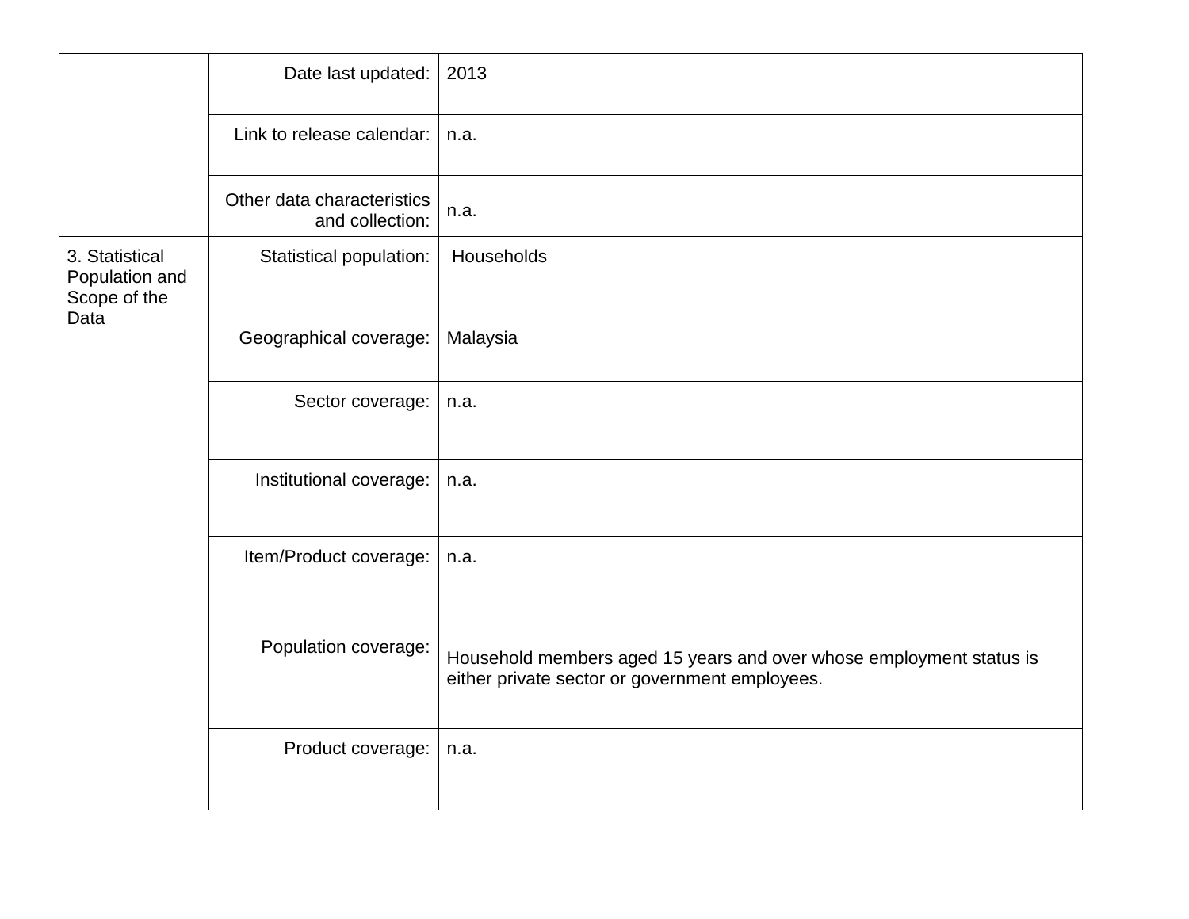| | | |
|---|---|---|
| | Date last updated: | 2013 |
| | Link to release calendar: | n.a. |
| | Other data characteristics and collection: | n.a. |
| 3. Statistical Population and Scope of the Data | Statistical population: | Households |
| | Geographical coverage: | Malaysia |
| | Sector coverage: | n.a. |
| | Institutional coverage: | n.a. |
| | Item/Product coverage: | n.a. |
| | Population coverage: | Household members aged 15 years and over whose employment status is either private sector or government employees. |
| | Product coverage: | n.a. |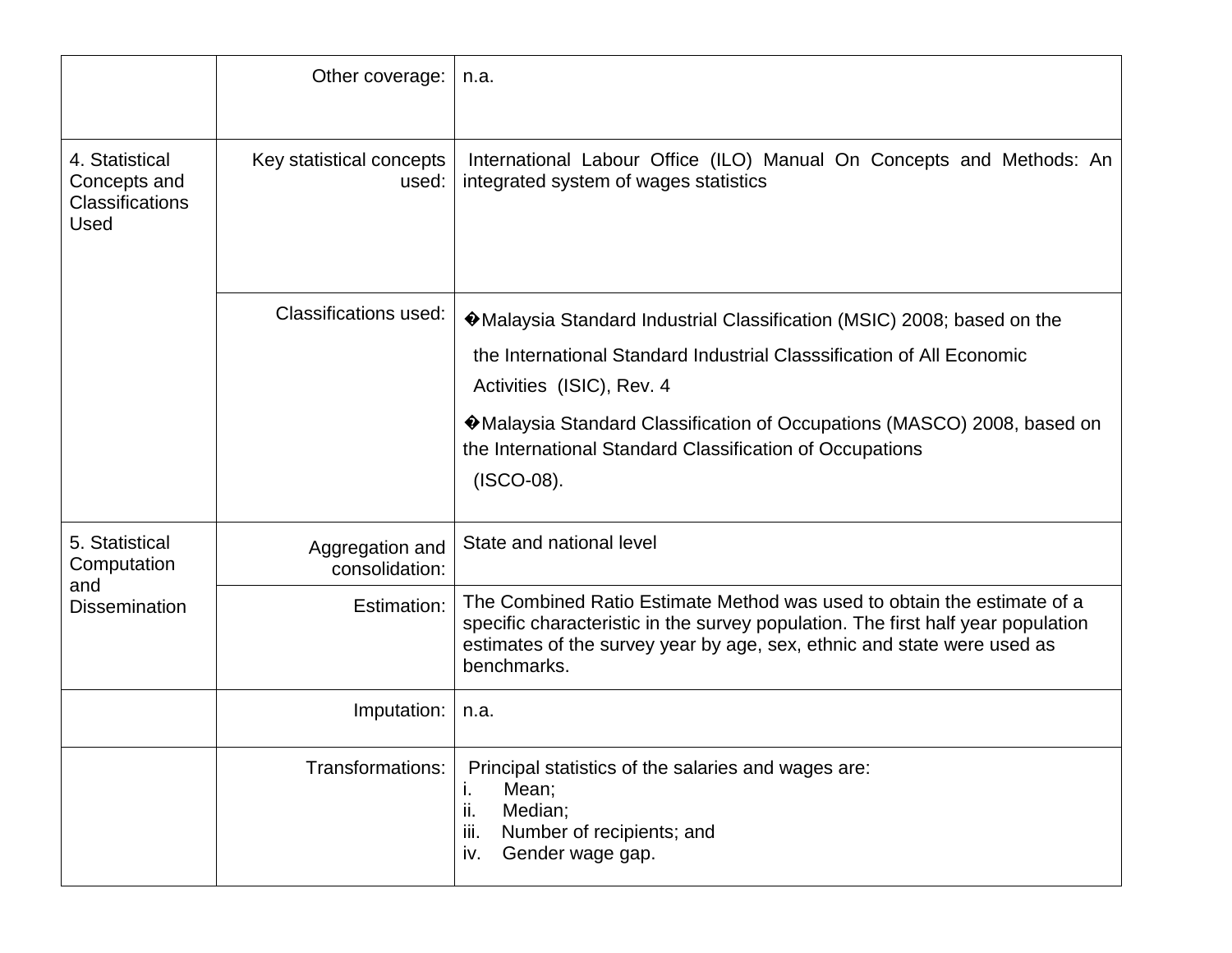| | | |
|---|---|---|
| | Other coverage: | n.a. |
| 4. Statistical Concepts and Classifications Used | Key statistical concepts used: | International Labour Office (ILO) Manual On Concepts and Methods: An integrated system of wages statistics |
| | Classifications used: | �Malaysia Standard Industrial Classification (MSIC) 2008; based on the the International Standard Industrial Classsification of All Economic Activities (ISIC), Rev. 4<br>�Malaysia Standard Classification of Occupations (MASCO) 2008, based on the International Standard Classification of Occupations (ISCO-08). |
| 5. Statistical Computation and Dissemination | Aggregation and consolidation: | State and national level |
| | Estimation: | The Combined Ratio Estimate Method was used to obtain the estimate of a specific characteristic in the survey population. The first half year population estimates of the survey year by age, sex, ethnic and state were used as benchmarks. |
| | Imputation: | n.a. |
| | Transformations: | Principal statistics of the salaries and wages are:<br>i. Mean;<br>ii. Median;<br>iii. Number of recipients; and<br>iv. Gender wage gap. |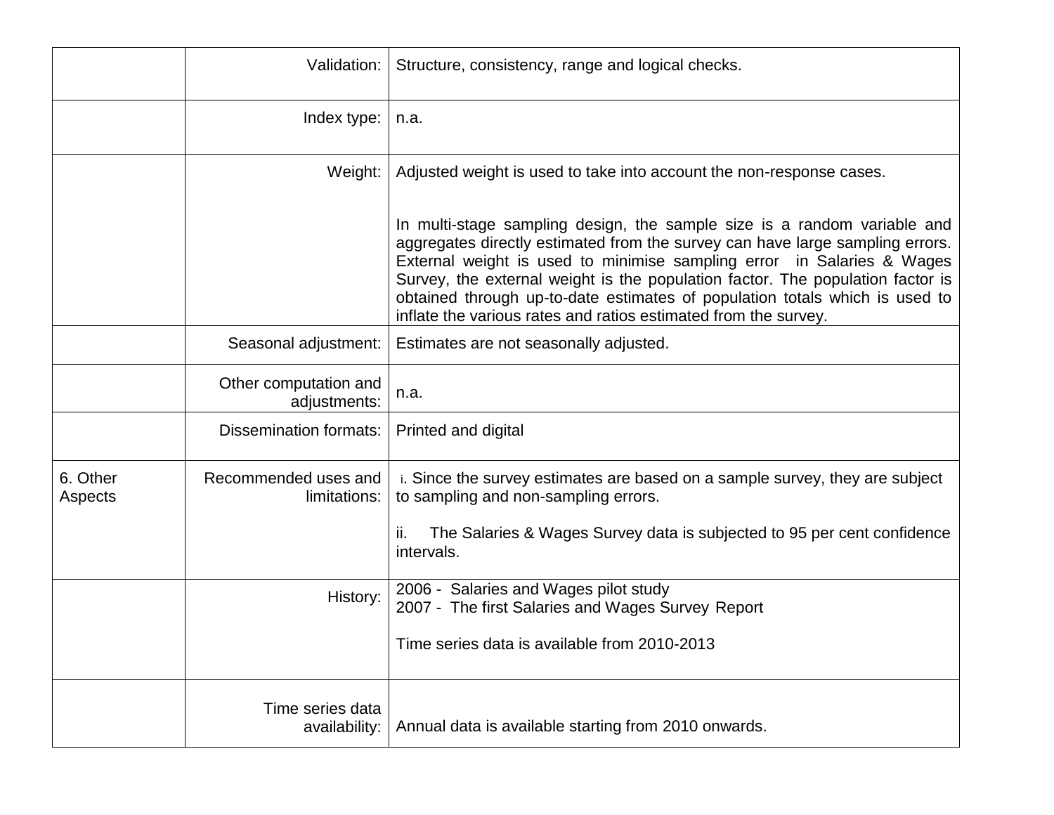| | | |
|---|---|---|
| | Validation: | Structure, consistency, range and logical checks. |
| | Index type: | n.a. |
| | Weight: | Adjusted weight is used to take into account the non-response cases.<br><br>In multi-stage sampling design, the sample size is a random variable and aggregates directly estimated from the survey can have large sampling errors. External weight is used to minimise sampling error in Salaries & Wages Survey, the external weight is the population factor. The population factor is obtained through up-to-date estimates of population totals which is used to inflate the various rates and ratios estimated from the survey. |
| | Seasonal adjustment: | Estimates are not seasonally adjusted. |
| | Other computation and adjustments: | n.a. |
| | Dissemination formats: | Printed and digital |
| 6. Other Aspects | Recommended uses and limitations: | i. Since the survey estimates are based on a sample survey, they are subject to sampling and non-sampling errors.<br><br>ii. The Salaries & Wages Survey data is subjected to 95 per cent confidence intervals. |
| | History: | 2006 - Salaries and Wages pilot study<br>2007 - The first Salaries and Wages Survey Report<br><br>Time series data is available from 2010-2013 |
| | Time series data availability: | Annual data is available starting from 2010 onwards. |